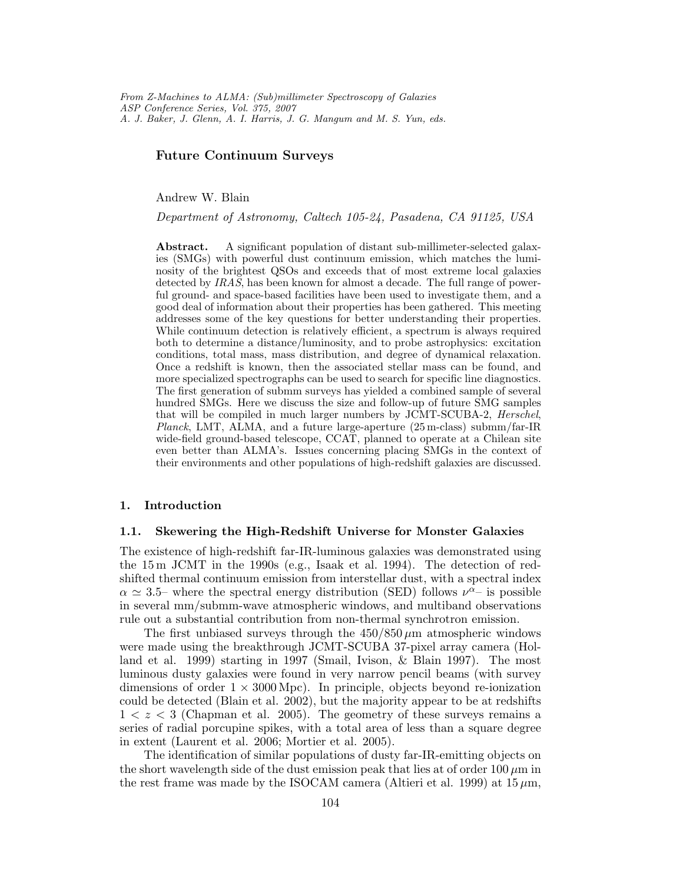*From Z-Machines to ALMA: (Sub)millimeter Spectroscopy of Galaxies*
*ASP Conference Series, Vol. 375, 2007*
*A. J. Baker, J. Glenn, A. I. Harris, J. G. Mangum and M. S. Yun, eds.*

# Future Continuum Surveys

Andrew W. Blain

*Department of Astronomy, Caltech 105-24, Pasadena, CA 91125, USA*

**Abstract.** A significant population of distant sub-millimeter-selected galaxies (SMGs) with powerful dust continuum emission, which matches the luminosity of the brightest QSOs and exceeds that of most extreme local galaxies detected by *IRAS*, has been known for almost a decade. The full range of powerful ground- and space-based facilities have been used to investigate them, and a good deal of information about their properties has been gathered. This meeting addresses some of the key questions for better understanding their properties. While continuum detection is relatively efficient, a spectrum is always required both to determine a distance/luminosity, and to probe astrophysics: excitation conditions, total mass, mass distribution, and degree of dynamical relaxation. Once a redshift is known, then the associated stellar mass can be found, and more specialized spectrographs can be used to search for specific line diagnostics. The first generation of submm surveys has yielded a combined sample of several hundred SMGs. Here we discuss the size and follow-up of future SMG samples that will be compiled in much larger numbers by JCMT-SCUBA-2, *Herschel*, *Planck*, LMT, ALMA, and a future large-aperture (25 m-class) submm/far-IR wide-field ground-based telescope, CCAT, planned to operate at a Chilean site even better than ALMA's. Issues concerning placing SMGs in the context of their environments and other populations of high-redshift galaxies are discussed.

## 1. Introduction

### 1.1. Skewering the High-Redshift Universe for Monster Galaxies

The existence of high-redshift far-IR-luminous galaxies was demonstrated using the 15 m JCMT in the 1990s (e.g., Isaak et al. 1994). The detection of redshifted thermal continuum emission from interstellar dust, with a spectral index $\alpha \simeq 3.5$– where the spectral energy distribution (SED) follows $\nu^{\alpha}$– is possible in several mm/submm-wave atmospheric windows, and multiband observations rule out a substantial contribution from non-thermal synchrotron emission.

The first unbiased surveys through the 450/850 $\mu$m atmospheric windows were made using the breakthrough JCMT-SCUBA 37-pixel array camera (Holland et al. 1999) starting in 1997 (Smail, Ivison, & Blain 1997). The most luminous dusty galaxies were found in very narrow pencil beams (with survey dimensions of order $1 \times 3000$ Mpc). In principle, objects beyond re-ionization could be detected (Blain et al. 2002), but the majority appear to be at redshifts $1 < z < 3$ (Chapman et al. 2005). The geometry of these surveys remains a series of radial porcupine spikes, with a total area of less than a square degree in extent (Laurent et al. 2006; Mortier et al. 2005).

The identification of similar populations of dusty far-IR-emitting objects on the short wavelength side of the dust emission peak that lies at of order 100 $\mu$m in the rest frame was made by the ISOCAM camera (Altieri et al. 1999) at 15 $\mu$m,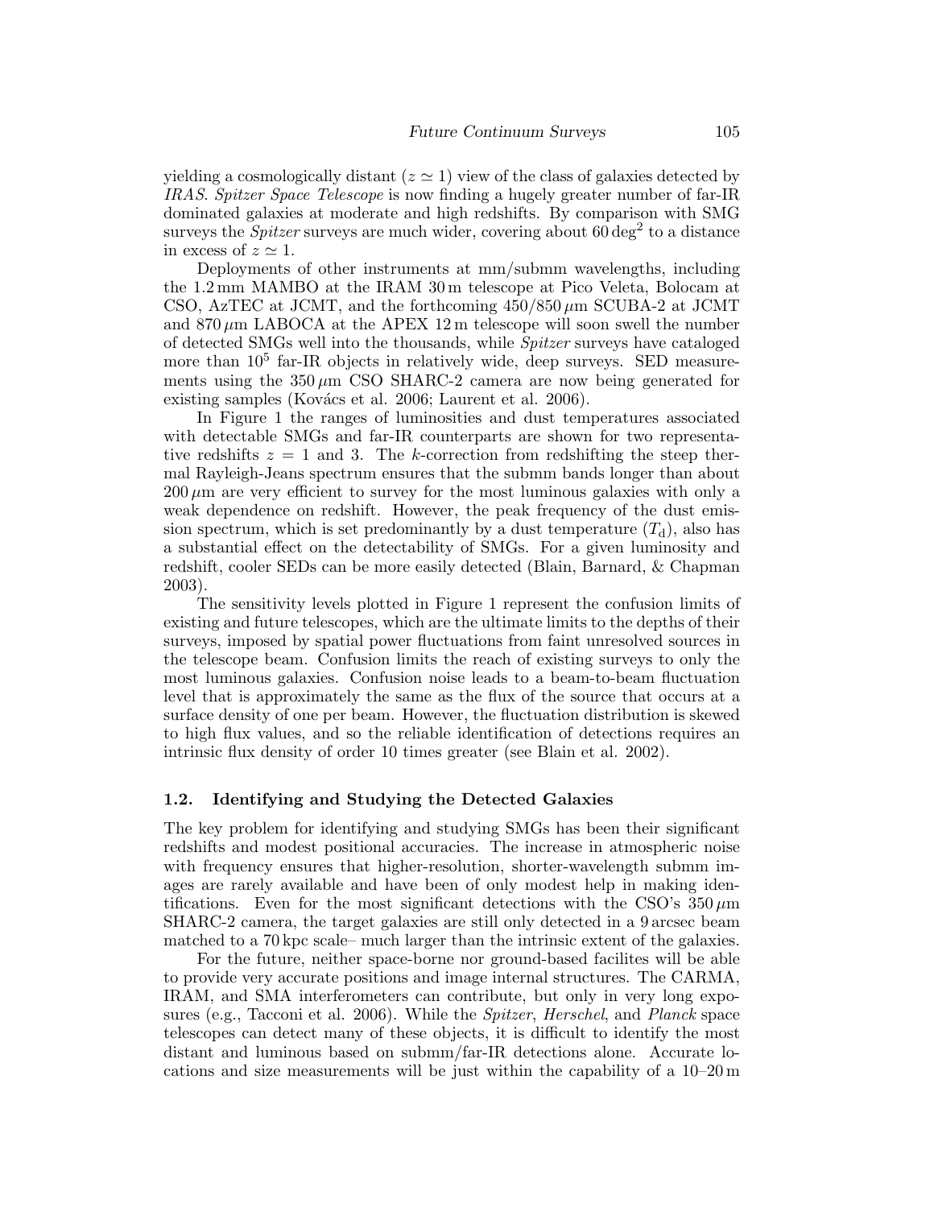yielding a cosmologically distant ($z \simeq 1$) view of the class of galaxies detected by *IRAS*. *Spitzer Space Telescope* is now finding a hugely greater number of far-IR dominated galaxies at moderate and high redshifts. By comparison with SMG surveys the *Spitzer* surveys are much wider, covering about $60\,\mathrm{deg}^2$ to a distance in excess of $z \simeq 1$.

Deployments of other instruments at mm/submm wavelengths, including the 1.2 mm MAMBO at the IRAM 30 m telescope at Pico Veleta, Bolocam at CSO, AzTEC at JCMT, and the forthcoming $450/850\,\mu$m SCUBA-2 at JCMT and $870\,\mu$m LABOCA at the APEX 12 m telescope will soon swell the number of detected SMGs well into the thousands, while *Spitzer* surveys have cataloged more than $10^5$ far-IR objects in relatively wide, deep surveys. SED measurements using the $350\,\mu$m CSO SHARC-2 camera are now being generated for existing samples (Kovács et al. 2006; Laurent et al. 2006).

In Figure 1 the ranges of luminosities and dust temperatures associated with detectable SMGs and far-IR counterparts are shown for two representative redshifts $z = 1$ and 3. The $k$-correction from redshifting the steep thermal Rayleigh-Jeans spectrum ensures that the submm bands longer than about $200\,\mu$m are very efficient to survey for the most luminous galaxies with only a weak dependence on redshift. However, the peak frequency of the dust emission spectrum, which is set predominantly by a dust temperature ($T_\mathrm{d}$), also has a substantial effect on the detectability of SMGs. For a given luminosity and redshift, cooler SEDs can be more easily detected (Blain, Barnard, & Chapman 2003).

The sensitivity levels plotted in Figure 1 represent the confusion limits of existing and future telescopes, which are the ultimate limits to the depths of their surveys, imposed by spatial power fluctuations from faint unresolved sources in the telescope beam. Confusion limits the reach of existing surveys to only the most luminous galaxies. Confusion noise leads to a beam-to-beam fluctuation level that is approximately the same as the flux of the source that occurs at a surface density of one per beam. However, the fluctuation distribution is skewed to high flux values, and so the reliable identification of detections requires an intrinsic flux density of order 10 times greater (see Blain et al. 2002).

### 1.2. Identifying and Studying the Detected Galaxies

The key problem for identifying and studying SMGs has been their significant redshifts and modest positional accuracies. The increase in atmospheric noise with frequency ensures that higher-resolution, shorter-wavelength submm images are rarely available and have been of only modest help in making identifications. Even for the most significant detections with the CSO's $350\,\mu$m SHARC-2 camera, the target galaxies are still only detected in a 9 arcsec beam matched to a 70 kpc scale– much larger than the intrinsic extent of the galaxies.

For the future, neither space-borne nor ground-based facilites will be able to provide very accurate positions and image internal structures. The CARMA, IRAM, and SMA interferometers can contribute, but only in very long exposures (e.g., Tacconi et al. 2006). While the *Spitzer*, *Herschel*, and *Planck* space telescopes can detect many of these objects, it is difficult to identify the most distant and luminous based on submm/far-IR detections alone. Accurate locations and size measurements will be just within the capability of a 10–20 m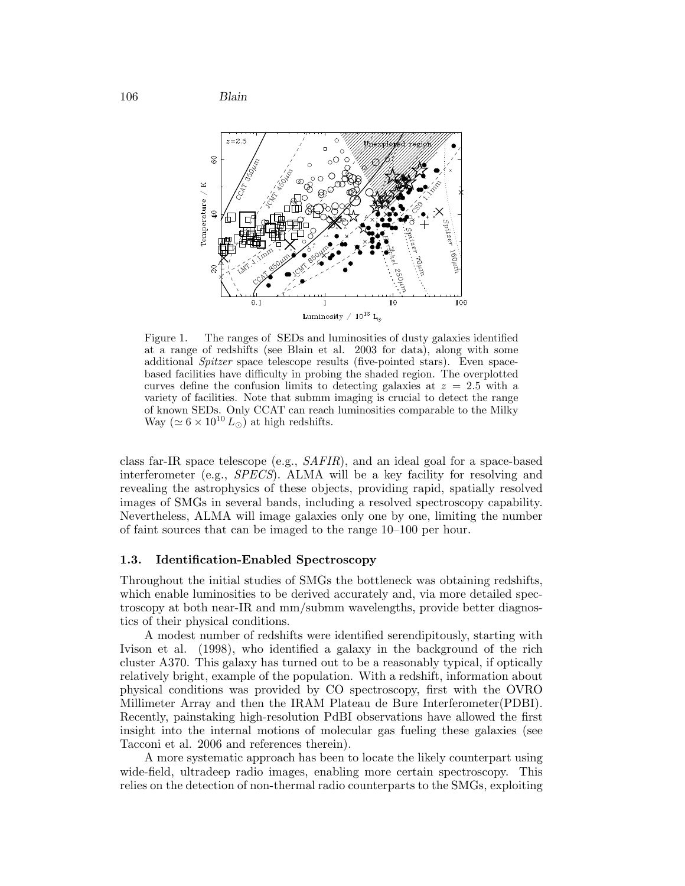Figure 1. The ranges of SEDs and luminosities of dusty galaxies identified at a range of redshifts (see Blain et al. 2003 for data), along with some additional *Spitzer* space telescope results (five-pointed stars). Even space-based facilities have difficulty in probing the shaded region. The overplotted curves define the confusion limits to detecting galaxies at $z = 2.5$ with a variety of facilities. Note that submm imaging is crucial to detect the range of known SEDs. Only CCAT can reach luminosities comparable to the Milky Way ($\simeq 6 \times 10^{10}\,L_{\odot}$) at high redshifts.

class far-IR space telescope (e.g., *SAFIR*), and an ideal goal for a space-based interferometer (e.g., *SPECS*). ALMA will be a key facility for resolving and revealing the astrophysics of these objects, providing rapid, spatially resolved images of SMGs in several bands, including a resolved spectroscopy capability. Nevertheless, ALMA will image galaxies only one by one, limiting the number of faint sources that can be imaged to the range 10–100 per hour.

### 1.3. Identification-Enabled Spectroscopy

Throughout the initial studies of SMGs the bottleneck was obtaining redshifts, which enable luminosities to be derived accurately and, via more detailed spectroscopy at both near-IR and mm/submm wavelengths, provide better diagnostics of their physical conditions.

A modest number of redshifts were identified serendipitously, starting with Ivison et al. (1998), who identified a galaxy in the background of the rich cluster A370. This galaxy has turned out to be a reasonably typical, if optically relatively bright, example of the population. With a redshift, information about physical conditions was provided by CO spectroscopy, first with the OVRO Millimeter Array and then the IRAM Plateau de Bure Interferometer(PDBI). Recently, painstaking high-resolution PdBI observations have allowed the first insight into the internal motions of molecular gas fueling these galaxies (see Tacconi et al. 2006 and references therein).

A more systematic approach has been to locate the likely counterpart using wide-field, ultradeep radio images, enabling more certain spectroscopy. This relies on the detection of non-thermal radio counterparts to the SMGs, exploiting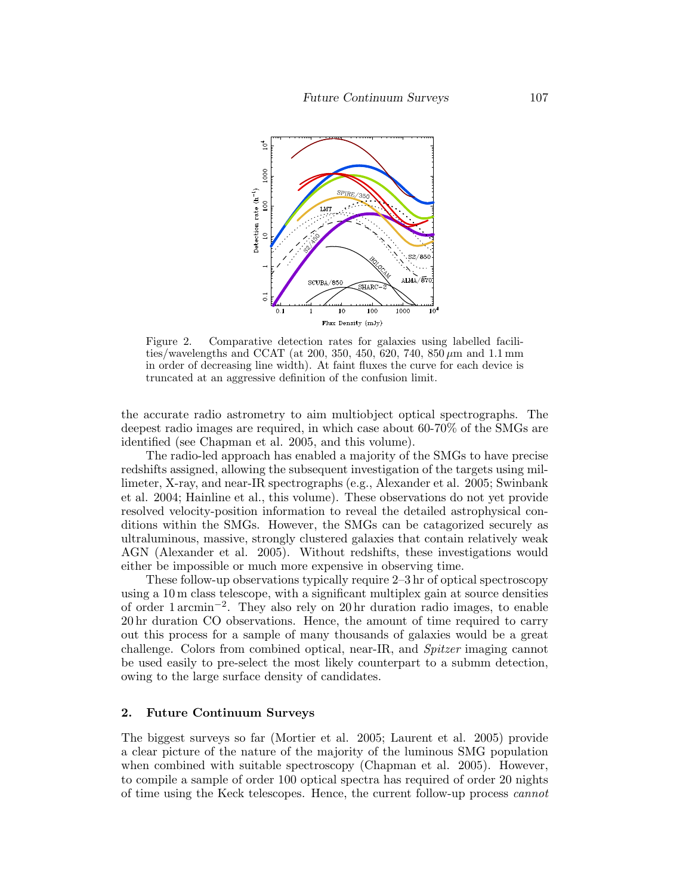Figure 2. Comparative detection rates for galaxies using labelled facilities/wavelengths and CCAT (at 200, 350, 450, 620, 740, 850 $\mu$m and 1.1 mm in order of decreasing line width). At faint fluxes the curve for each device is truncated at an aggressive definition of the confusion limit.

the accurate radio astrometry to aim multiobject optical spectrographs. The deepest radio images are required, in which case about 60-70% of the SMGs are identified (see Chapman et al. 2005, and this volume).

The radio-led approach has enabled a majority of the SMGs to have precise redshifts assigned, allowing the subsequent investigation of the targets using millimeter, X-ray, and near-IR spectrographs (e.g., Alexander et al. 2005; Swinbank et al. 2004; Hainline et al., this volume). These observations do not yet provide resolved velocity-position information to reveal the detailed astrophysical conditions within the SMGs. However, the SMGs can be catagorized securely as ultraluminous, massive, strongly clustered galaxies that contain relatively weak AGN (Alexander et al. 2005). Without redshifts, these investigations would either be impossible or much more expensive in observing time.

These follow-up observations typically require 2–3 hr of optical spectroscopy using a 10 m class telescope, with a significant multiplex gain at source densities of order 1 arcmin$^{-2}$. They also rely on 20 hr duration radio images, to enable 20 hr duration CO observations. Hence, the amount of time required to carry out this process for a sample of many thousands of galaxies would be a great challenge. Colors from combined optical, near-IR, and *Spitzer* imaging cannot be used easily to pre-select the most likely counterpart to a submm detection, owing to the large surface density of candidates.

## 2. Future Continuum Surveys

The biggest surveys so far (Mortier et al. 2005; Laurent et al. 2005) provide a clear picture of the nature of the majority of the luminous SMG population when combined with suitable spectroscopy (Chapman et al. 2005). However, to compile a sample of order 100 optical spectra has required of order 20 nights of time using the Keck telescopes. Hence, the current follow-up process *cannot*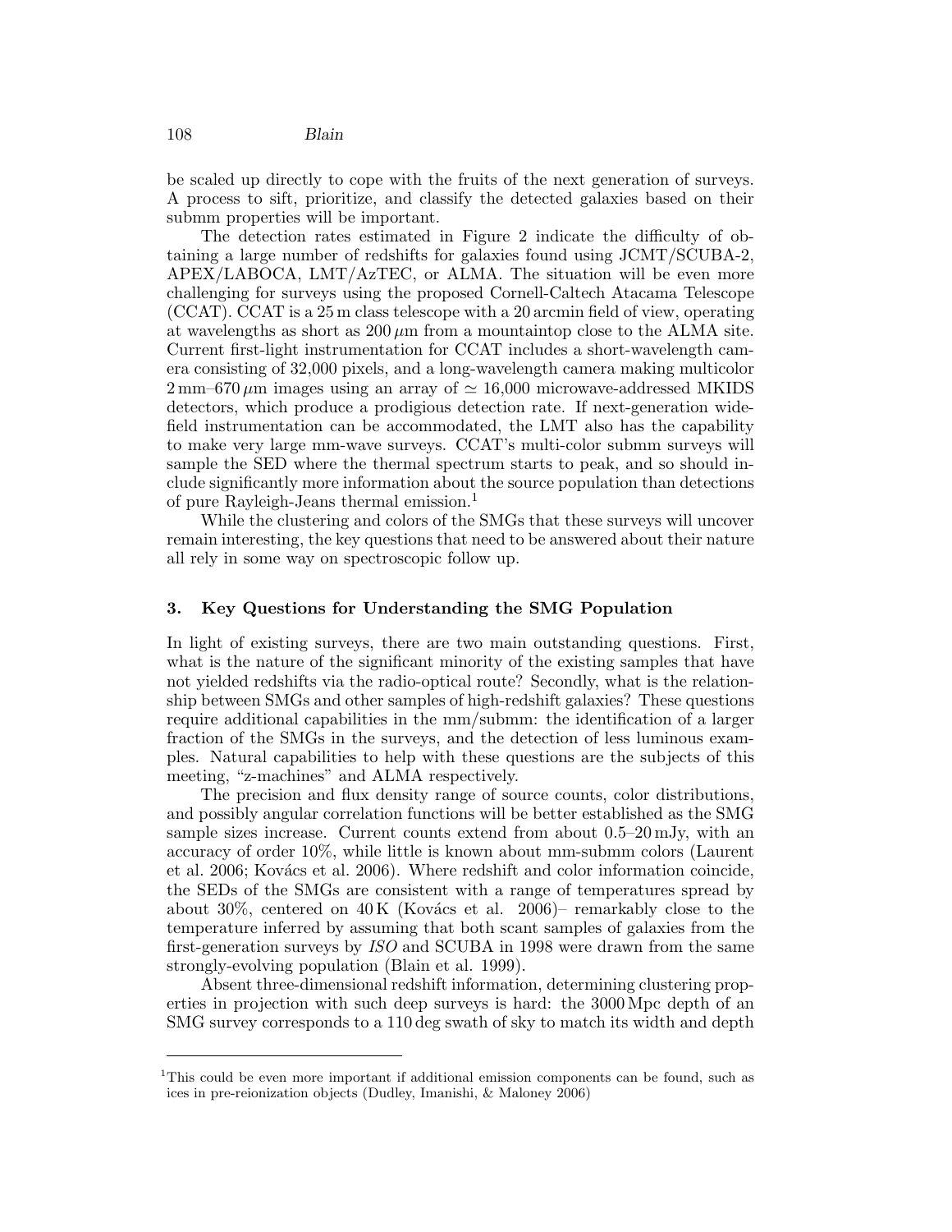be scaled up directly to cope with the fruits of the next generation of surveys. A process to sift, prioritize, and classify the detected galaxies based on their submm properties will be important.

The detection rates estimated in Figure 2 indicate the difficulty of obtaining a large number of redshifts for galaxies found using JCMT/SCUBA-2, APEX/LABOCA, LMT/AzTEC, or ALMA. The situation will be even more challenging for surveys using the proposed Cornell-Caltech Atacama Telescope (CCAT). CCAT is a 25 m class telescope with a 20 arcmin field of view, operating at wavelengths as short as 200 $\mu$m from a mountaintop close to the ALMA site. Current first-light instrumentation for CCAT includes a short-wavelength camera consisting of 32,000 pixels, and a long-wavelength camera making multicolor 2 mm–670 $\mu$m images using an array of $\simeq$ 16,000 microwave-addressed MKIDS detectors, which produce a prodigious detection rate. If next-generation wide-field instrumentation can be accommodated, the LMT also has the capability to make very large mm-wave surveys. CCAT's multi-color submm surveys will sample the SED where the thermal spectrum starts to peak, and so should include significantly more information about the source population than detections of pure Rayleigh-Jeans thermal emission.[1]

While the clustering and colors of the SMGs that these surveys will uncover remain interesting, the key questions that need to be answered about their nature all rely in some way on spectroscopic follow up.

## 3. Key Questions for Understanding the SMG Population

In light of existing surveys, there are two main outstanding questions. First, what is the nature of the significant minority of the existing samples that have not yielded redshifts via the radio-optical route? Secondly, what is the relationship between SMGs and other samples of high-redshift galaxies? These questions require additional capabilities in the mm/submm: the identification of a larger fraction of the SMGs in the surveys, and the detection of less luminous examples. Natural capabilities to help with these questions are the subjects of this meeting, "z-machines" and ALMA respectively.

The precision and flux density range of source counts, color distributions, and possibly angular correlation functions will be better established as the SMG sample sizes increase. Current counts extend from about 0.5–20 mJy, with an accuracy of order 10%, while little is known about mm-submm colors (Laurent et al. 2006; Kovács et al. 2006). Where redshift and color information coincide, the SEDs of the SMGs are consistent with a range of temperatures spread by about 30%, centered on 40 K (Kovács et al. 2006)– remarkably close to the temperature inferred by assuming that both scant samples of galaxies from the first-generation surveys by *ISO* and SCUBA in 1998 were drawn from the same strongly-evolving population (Blain et al. 1999).

Absent three-dimensional redshift information, determining clustering properties in projection with such deep surveys is hard: the 3000 Mpc depth of an SMG survey corresponds to a 110 deg swath of sky to match its width and depth

---

[1] This could be even more important if additional emission components can be found, such as ices in pre-reionization objects (Dudley, Imanishi, & Maloney 2006)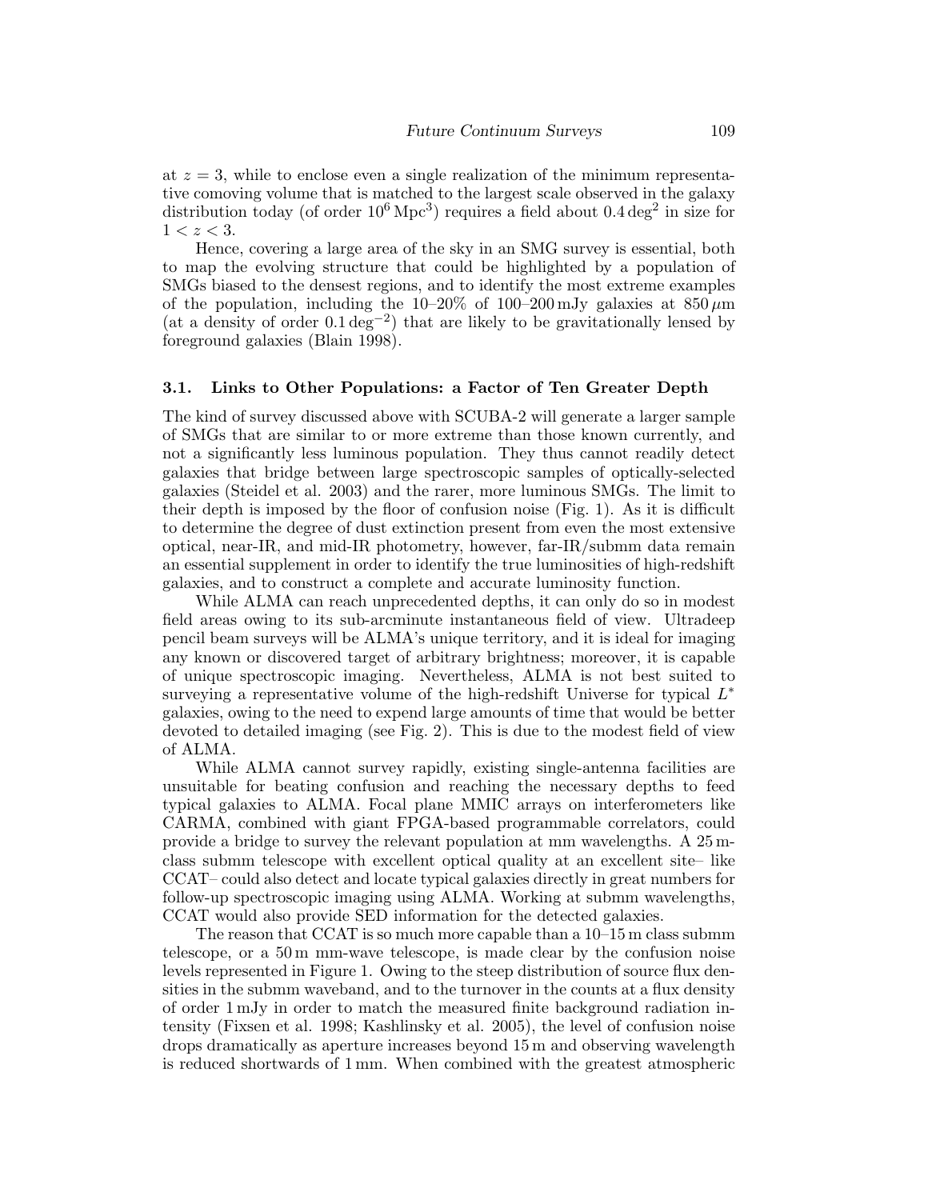at $z = 3$, while to enclose even a single realization of the minimum representative comoving volume that is matched to the largest scale observed in the galaxy distribution today (of order $10^6\,\mathrm{Mpc}^3$) requires a field about $0.4\,\mathrm{deg}^2$ in size for $1 < z < 3$.

Hence, covering a large area of the sky in an SMG survey is essential, both to map the evolving structure that could be highlighted by a population of SMGs biased to the densest regions, and to identify the most extreme examples of the population, including the 10–20% of 100–200 mJy galaxies at $850\,\mu$m (at a density of order $0.1\,\mathrm{deg}^{-2}$) that are likely to be gravitationally lensed by foreground galaxies (Blain 1998).

### 3.1. Links to Other Populations: a Factor of Ten Greater Depth

The kind of survey discussed above with SCUBA-2 will generate a larger sample of SMGs that are similar to or more extreme than those known currently, and not a significantly less luminous population. They thus cannot readily detect galaxies that bridge between large spectroscopic samples of optically-selected galaxies (Steidel et al. 2003) and the rarer, more luminous SMGs. The limit to their depth is imposed by the floor of confusion noise (Fig. 1). As it is difficult to determine the degree of dust extinction present from even the most extensive optical, near-IR, and mid-IR photometry, however, far-IR/submm data remain an essential supplement in order to identify the true luminosities of high-redshift galaxies, and to construct a complete and accurate luminosity function.

While ALMA can reach unprecedented depths, it can only do so in modest field areas owing to its sub-arcminute instantaneous field of view. Ultradeep pencil beam surveys will be ALMA's unique territory, and it is ideal for imaging any known or discovered target of arbitrary brightness; moreover, it is capable of unique spectroscopic imaging. Nevertheless, ALMA is not best suited to surveying a representative volume of the high-redshift Universe for typical $L^*$ galaxies, owing to the need to expend large amounts of time that would be better devoted to detailed imaging (see Fig. 2). This is due to the modest field of view of ALMA.

While ALMA cannot survey rapidly, existing single-antenna facilities are unsuitable for beating confusion and reaching the necessary depths to feed typical galaxies to ALMA. Focal plane MMIC arrays on interferometers like CARMA, combined with giant FPGA-based programmable correlators, could provide a bridge to survey the relevant population at mm wavelengths. A 25 m-class submm telescope with excellent optical quality at an excellent site– like CCAT– could also detect and locate typical galaxies directly in great numbers for follow-up spectroscopic imaging using ALMA. Working at submm wavelengths, CCAT would also provide SED information for the detected galaxies.

The reason that CCAT is so much more capable than a 10–15 m class submm telescope, or a 50 m mm-wave telescope, is made clear by the confusion noise levels represented in Figure 1. Owing to the steep distribution of source flux densities in the submm waveband, and to the turnover in the counts at a flux density of order 1 mJy in order to match the measured finite background radiation intensity (Fixsen et al. 1998; Kashlinsky et al. 2005), the level of confusion noise drops dramatically as aperture increases beyond 15 m and observing wavelength is reduced shortwards of 1 mm. When combined with the greatest atmospheric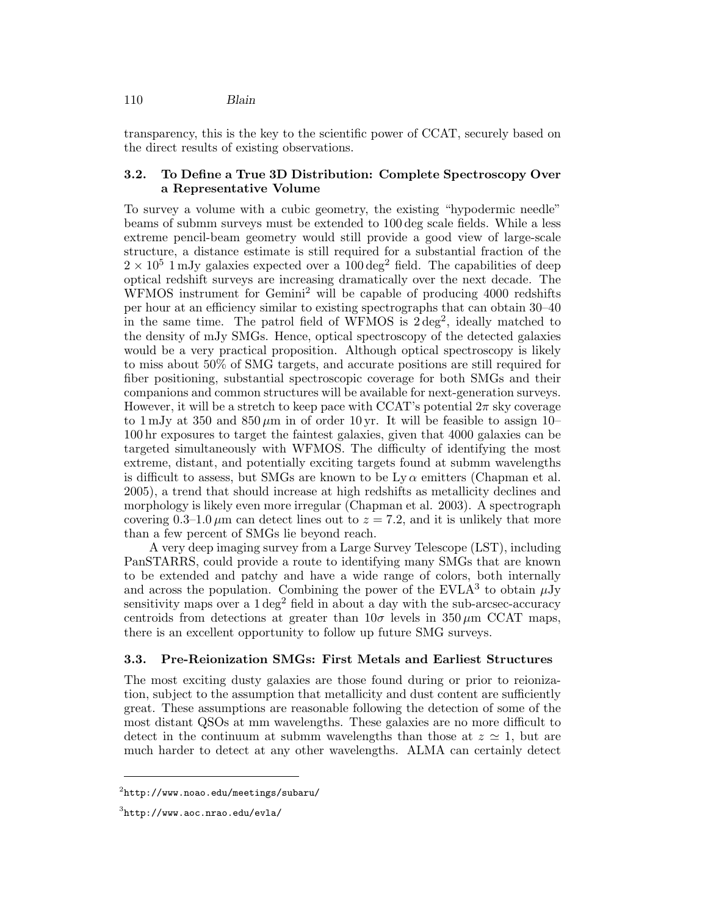transparency, this is the key to the scientific power of CCAT, securely based on the direct results of existing observations.

### 3.2. To Define a True 3D Distribution: Complete Spectroscopy Over a Representative Volume

To survey a volume with a cubic geometry, the existing "hypodermic needle" beams of submm surveys must be extended to 100 deg scale fields. While a less extreme pencil-beam geometry would still provide a good view of large-scale structure, a distance estimate is still required for a substantial fraction of the $2 \times 10^5$ 1 mJy galaxies expected over a $100\,\mathrm{deg}^2$ field. The capabilities of deep optical redshift surveys are increasing dramatically over the next decade. The WFMOS instrument for Gemini[2] will be capable of producing 4000 redshifts per hour at an efficiency similar to existing spectrographs that can obtain 30–40 in the same time. The patrol field of WFMOS is $2\,\mathrm{deg}^2$, ideally matched to the density of mJy SMGs. Hence, optical spectroscopy of the detected galaxies would be a very practical proposition. Although optical spectroscopy is likely to miss about 50% of SMG targets, and accurate positions are still required for fiber positioning, substantial spectroscopic coverage for both SMGs and their companions and common structures will be available for next-generation surveys. However, it will be a stretch to keep pace with CCAT's potential $2\pi$ sky coverage to 1 mJy at 350 and 850 $\mu$m in of order 10 yr. It will be feasible to assign 10–100 hr exposures to target the faintest galaxies, given that 4000 galaxies can be targeted simultaneously with WFMOS. The difficulty of identifying the most extreme, distant, and potentially exciting targets found at submm wavelengths is difficult to assess, but SMGs are known to be Ly $\alpha$ emitters (Chapman et al. 2005), a trend that should increase at high redshifts as metallicity declines and morphology is likely even more irregular (Chapman et al. 2003). A spectrograph covering 0.3–1.0 $\mu$m can detect lines out to $z = 7.2$, and it is unlikely that more than a few percent of SMGs lie beyond reach.

A very deep imaging survey from a Large Survey Telescope (LST), including PanSTARRS, could provide a route to identifying many SMGs that are known to be extended and patchy and have a wide range of colors, both internally and across the population. Combining the power of the EVLA[3] to obtain $\mu$Jy sensitivity maps over a $1\,\mathrm{deg}^2$ field in about a day with the sub-arcsec-accuracy centroids from detections at greater than $10\sigma$ levels in 350 $\mu$m CCAT maps, there is an excellent opportunity to follow up future SMG surveys.

### 3.3. Pre-Reionization SMGs: First Metals and Earliest Structures

The most exciting dusty galaxies are those found during or prior to reionization, subject to the assumption that metallicity and dust content are sufficiently great. These assumptions are reasonable following the detection of some of the most distant QSOs at mm wavelengths. These galaxies are no more difficult to detect in the continuum at submm wavelengths than those at $z \simeq 1$, but are much harder to detect at any other wavelengths. ALMA can certainly detect

[2] http://www.noao.edu/meetings/subaru/

[3] http://www.aoc.nrao.edu/evla/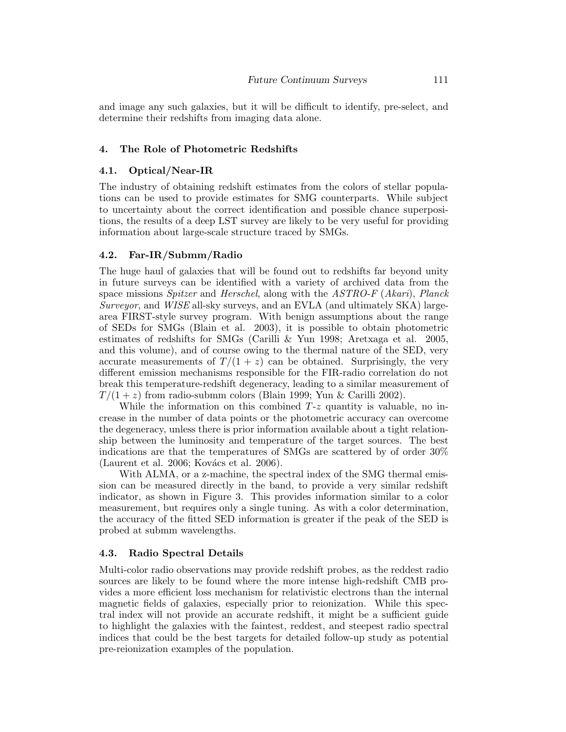and image any such galaxies, but it will be difficult to identify, pre-select, and determine their redshifts from imaging data alone.

## 4. The Role of Photometric Redshifts

### 4.1. Optical/Near-IR

The industry of obtaining redshift estimates from the colors of stellar populations can be used to provide estimates for SMG counterparts. While subject to uncertainty about the correct identification and possible chance superpositions, the results of a deep LST survey are likely to be very useful for providing information about large-scale structure traced by SMGs.

### 4.2. Far-IR/Submm/Radio

The huge haul of galaxies that will be found out to redshifts far beyond unity in future surveys can be identified with a variety of archived data from the space missions *Spitzer* and *Herschel*, along with the *ASTRO-F* (*Akari*), *Planck Surveyor*, and *WISE* all-sky surveys, and an EVLA (and ultimately SKA) large-area FIRST-style survey program. With benign assumptions about the range of SEDs for SMGs (Blain et al. 2003), it is possible to obtain photometric estimates of redshifts for SMGs (Carilli & Yun 1998; Aretxaga et al. 2005, and this volume), and of course owing to the thermal nature of the SED, very accurate measurements of $T/(1+z)$ can be obtained. Surprisingly, the very different emission mechanisms responsible for the FIR-radio correlation do not break this temperature-redshift degeneracy, leading to a similar measurement of $T/(1+z)$ from radio-submm colors (Blain 1999; Yun & Carilli 2002).

While the information on this combined $T$-$z$ quantity is valuable, no increase in the number of data points or the photometric accuracy can overcome the degeneracy, unless there is prior information available about a tight relationship between the luminosity and temperature of the target sources. The best indications are that the temperatures of SMGs are scattered by of order 30% (Laurent et al. 2006; Kovács et al. 2006).

With ALMA, or a z-machine, the spectral index of the SMG thermal emission can be measured directly in the band, to provide a very similar redshift indicator, as shown in Figure 3. This provides information similar to a color measurement, but requires only a single tuning. As with a color determination, the accuracy of the fitted SED information is greater if the peak of the SED is probed at submm wavelengths.

### 4.3. Radio Spectral Details

Multi-color radio observations may provide redshift probes, as the reddest radio sources are likely to be found where the more intense high-redshift CMB provides a more efficient loss mechanism for relativistic electrons than the internal magnetic fields of galaxies, especially prior to reionization. While this spectral index will not provide an accurate redshift, it might be a sufficient guide to highlight the galaxies with the faintest, reddest, and steepest radio spectral indices that could be the best targets for detailed follow-up study as potential pre-reionization examples of the population.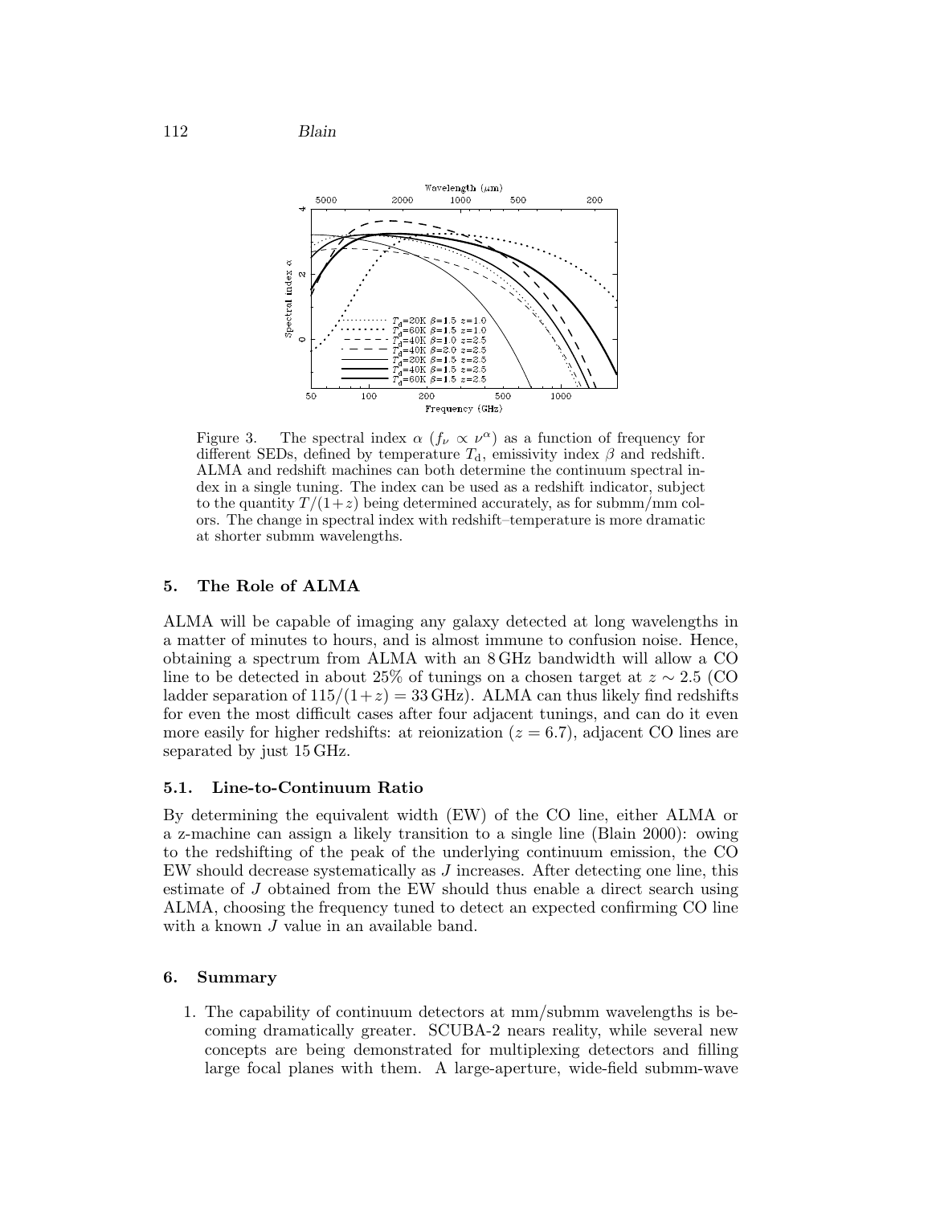Figure 3. The spectral index $\alpha$ ($f_\nu \propto \nu^\alpha$) as a function of frequency for different SEDs, defined by temperature $T_\mathrm{d}$, emissivity index $\beta$ and redshift. ALMA and redshift machines can both determine the continuum spectral index in a single tuning. The index can be used as a redshift indicator, subject to the quantity $T/(1+z)$ being determined accurately, as for submm/mm colors. The change in spectral index with redshift–temperature is more dramatic at shorter submm wavelengths.

## 5. The Role of ALMA

ALMA will be capable of imaging any galaxy detected at long wavelengths in a matter of minutes to hours, and is almost immune to confusion noise. Hence, obtaining a spectrum from ALMA with an 8 GHz bandwidth will allow a CO line to be detected in about 25% of tunings on a chosen target at $z \sim 2.5$ (CO ladder separation of $115/(1+z) = 33$ GHz). ALMA can thus likely find redshifts for even the most difficult cases after four adjacent tunings, and can do it even more easily for higher redshifts: at reionization ($z = 6.7$), adjacent CO lines are separated by just 15 GHz.

### 5.1. Line-to-Continuum Ratio

By determining the equivalent width (EW) of the CO line, either ALMA or a z-machine can assign a likely transition to a single line (Blain 2000): owing to the redshifting of the peak of the underlying continuum emission, the CO EW should decrease systematically as $J$ increases. After detecting one line, this estimate of $J$ obtained from the EW should thus enable a direct search using ALMA, choosing the frequency tuned to detect an expected confirming CO line with a known $J$ value in an available band.

## 6. Summary

1. The capability of continuum detectors at mm/submm wavelengths is becoming dramatically greater. SCUBA-2 nears reality, while several new concepts are being demonstrated for multiplexing detectors and filling large focal planes with them. A large-aperture, wide-field submm-wave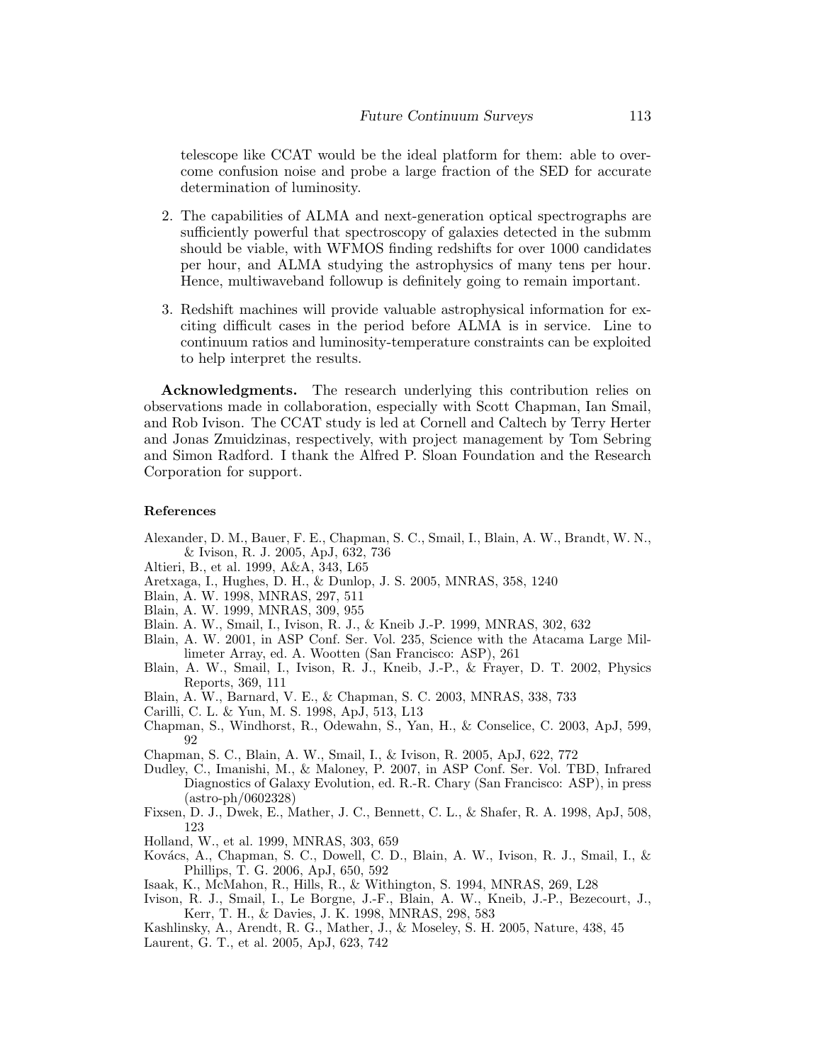telescope like CCAT would be the ideal platform for them: able to overcome confusion noise and probe a large fraction of the SED for accurate determination of luminosity.

2. The capabilities of ALMA and next-generation optical spectrographs are sufficiently powerful that spectroscopy of galaxies detected in the submm should be viable, with WFMOS finding redshifts for over 1000 candidates per hour, and ALMA studying the astrophysics of many tens per hour. Hence, multiwaveband followup is definitely going to remain important.

3. Redshift machines will provide valuable astrophysical information for exciting difficult cases in the period before ALMA is in service. Line to continuum ratios and luminosity-temperature constraints can be exploited to help interpret the results.

**Acknowledgments.** The research underlying this contribution relies on observations made in collaboration, especially with Scott Chapman, Ian Smail, and Rob Ivison. The CCAT study is led at Cornell and Caltech by Terry Herter and Jonas Zmuidzinas, respectively, with project management by Tom Sebring and Simon Radford. I thank the Alfred P. Sloan Foundation and the Research Corporation for support.

### References

Alexander, D. M., Bauer, F. E., Chapman, S. C., Smail, I., Blain, A. W., Brandt, W. N., & Ivison, R. J. 2005, ApJ, 632, 736

Altieri, B., et al. 1999, A&A, 343, L65

Aretxaga, I., Hughes, D. H., & Dunlop, J. S. 2005, MNRAS, 358, 1240

Blain, A. W. 1998, MNRAS, 297, 511

Blain, A. W. 1999, MNRAS, 309, 955

Blain. A. W., Smail, I., Ivison, R. J., & Kneib J.-P. 1999, MNRAS, 302, 632

Blain, A. W. 2001, in ASP Conf. Ser. Vol. 235, Science with the Atacama Large Millimeter Array, ed. A. Wootten (San Francisco: ASP), 261

Blain, A. W., Smail, I., Ivison, R. J., Kneib, J.-P., & Frayer, D. T. 2002, Physics Reports, 369, 111

Blain, A. W., Barnard, V. E., & Chapman, S. C. 2003, MNRAS, 338, 733

Carilli, C. L. & Yun, M. S. 1998, ApJ, 513, L13

Chapman, S., Windhorst, R., Odewahn, S., Yan, H., & Conselice, C. 2003, ApJ, 599, 92

Chapman, S. C., Blain, A. W., Smail, I., & Ivison, R. 2005, ApJ, 622, 772

Dudley, C., Imanishi, M., & Maloney, P. 2007, in ASP Conf. Ser. Vol. TBD, Infrared Diagnostics of Galaxy Evolution, ed. R.-R. Chary (San Francisco: ASP), in press (astro-ph/0602328)

Fixsen, D. J., Dwek, E., Mather, J. C., Bennett, C. L., & Shafer, R. A. 1998, ApJ, 508, 123

Holland, W., et al. 1999, MNRAS, 303, 659

Kovács, A., Chapman, S. C., Dowell, C. D., Blain, A. W., Ivison, R. J., Smail, I., & Phillips, T. G. 2006, ApJ, 650, 592

Isaak, K., McMahon, R., Hills, R., & Withington, S. 1994, MNRAS, 269, L28

Ivison, R. J., Smail, I., Le Borgne, J.-F., Blain, A. W., Kneib, J.-P., Bezecourt, J., Kerr, T. H., & Davies, J. K. 1998, MNRAS, 298, 583

Kashlinsky, A., Arendt, R. G., Mather, J., & Moseley, S. H. 2005, Nature, 438, 45

Laurent, G. T., et al. 2005, ApJ, 623, 742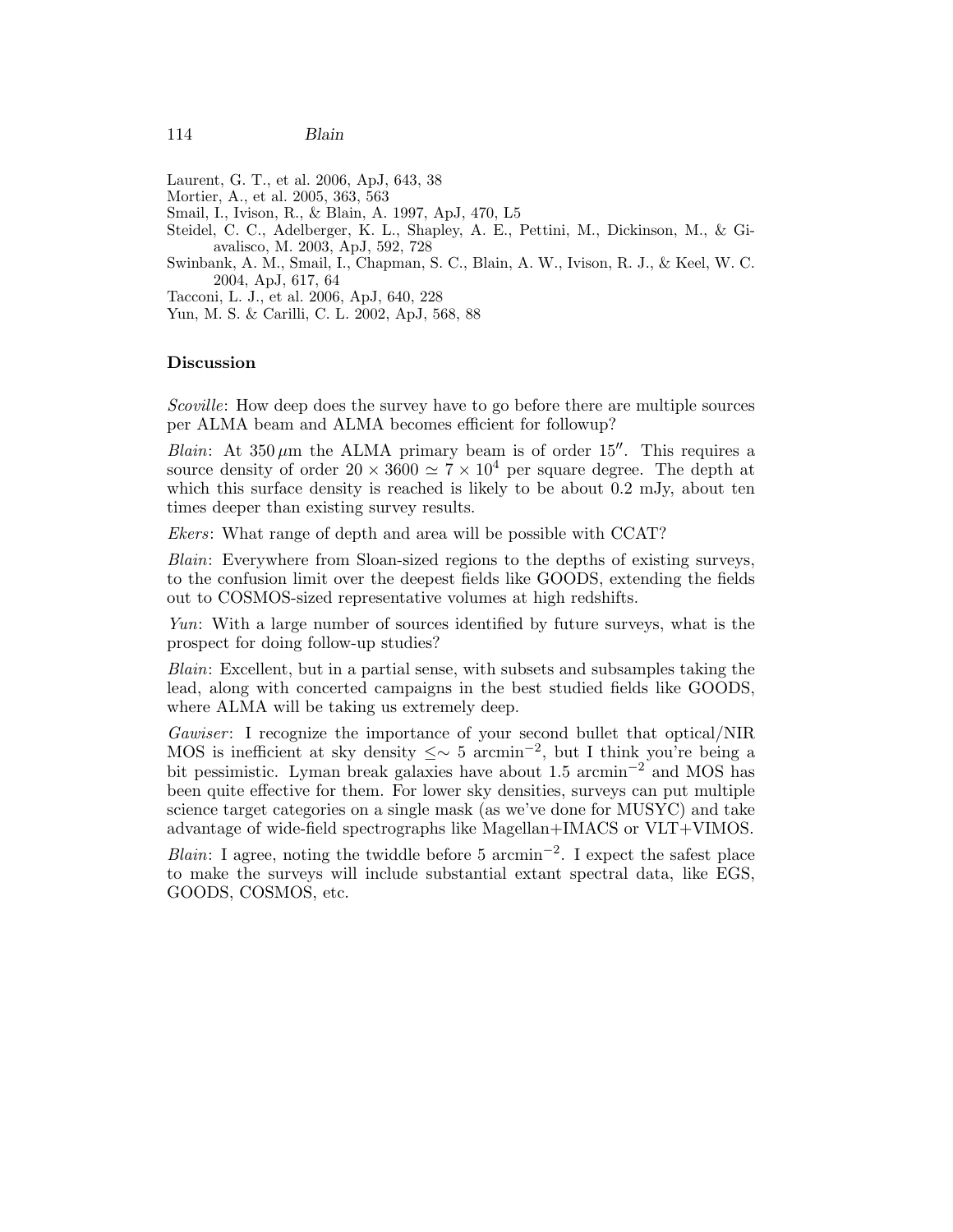Laurent, G. T., et al. 2006, ApJ, 643, 38

Mortier, A., et al. 2005, 363, 563

Smail, I., Ivison, R., & Blain, A. 1997, ApJ, 470, L5

Steidel, C. C., Adelberger, K. L., Shapley, A. E., Pettini, M., Dickinson, M., & Giavalisco, M. 2003, ApJ, 592, 728

Swinbank, A. M., Smail, I., Chapman, S. C., Blain, A. W., Ivison, R. J., & Keel, W. C. 2004, ApJ, 617, 64

Tacconi, L. J., et al. 2006, ApJ, 640, 228

Yun, M. S. & Carilli, C. L. 2002, ApJ, 568, 88

## Discussion

*Scoville*: How deep does the survey have to go before there are multiple sources per ALMA beam and ALMA becomes efficient for followup?

*Blain*: At $350\,\mu$m the ALMA primary beam is of order $15''$. This requires a source density of order $20 \times 3600 \simeq 7 \times 10^4$ per square degree. The depth at which this surface density is reached is likely to be about 0.2 mJy, about ten times deeper than existing survey results.

*Ekers*: What range of depth and area will be possible with CCAT?

*Blain*: Everywhere from Sloan-sized regions to the depths of existing surveys, to the confusion limit over the deepest fields like GOODS, extending the fields out to COSMOS-sized representative volumes at high redshifts.

*Yun*: With a large number of sources identified by future surveys, what is the prospect for doing follow-up studies?

*Blain*: Excellent, but in a partial sense, with subsets and subsamples taking the lead, along with concerted campaigns in the best studied fields like GOODS, where ALMA will be taking us extremely deep.

*Gawiser*: I recognize the importance of your second bullet that optical/NIR MOS is inefficient at sky density $\leq\sim 5$ arcmin$^{-2}$, but I think you're being a bit pessimistic. Lyman break galaxies have about 1.5 arcmin$^{-2}$ and MOS has been quite effective for them. For lower sky densities, surveys can put multiple science target categories on a single mask (as we've done for MUSYC) and take advantage of wide-field spectrographs like Magellan+IMACS or VLT+VIMOS.

*Blain*: I agree, noting the twiddle before 5 arcmin$^{-2}$. I expect the safest place to make the surveys will include substantial extant spectral data, like EGS, GOODS, COSMOS, etc.